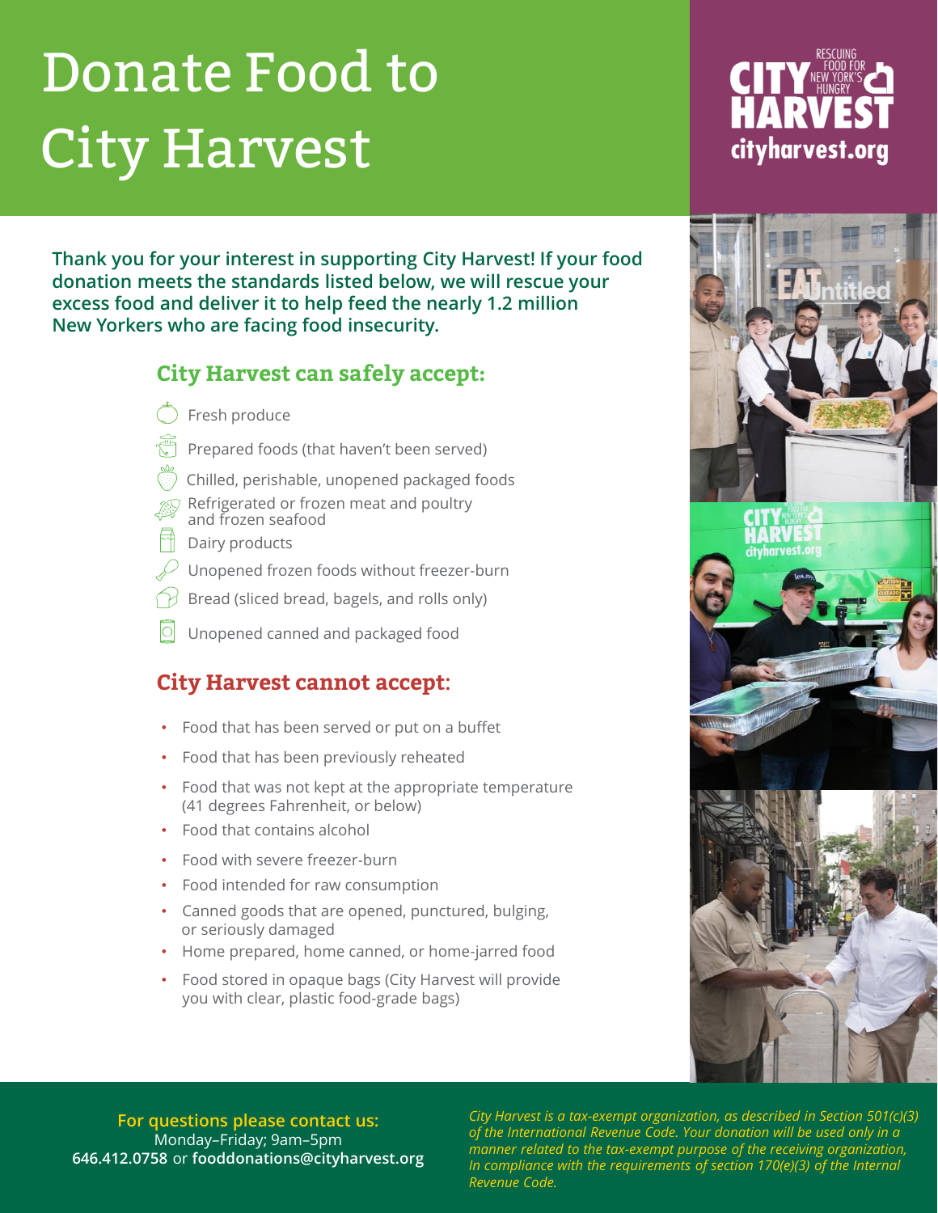# Donate Food to City Harvest

CITY HARVEST
RESCUING FOOD FOR NEW YORK'S HUNGRY
cityharvest.org

**Thank you for your interest in supporting City Harvest! If your food donation meets the standards listed below, we will rescue your excess food and deliver it to help feed the nearly 1.2 million New Yorkers who are facing food insecurity.**

## City Harvest can safely accept:

- Fresh produce
- Prepared foods (that haven't been served)
- Chilled, perishable, unopened packaged foods
- Refrigerated or frozen meat and poultry and frozen seafood
- Dairy products
- Unopened frozen foods without freezer-burn
- Bread (sliced bread, bagels, and rolls only)
- Unopened canned and packaged food

## City Harvest cannot accept:

- Food that has been served or put on a buffet
- Food that has been previously reheated
- Food that was not kept at the appropriate temperature (41 degrees Fahrenheit, or below)
- Food that contains alcohol
- Food with severe freezer-burn
- Food intended for raw consumption
- Canned goods that are opened, punctured, bulging, or seriously damaged
- Home prepared, home canned, or home-jarred food
- Food stored in opaque bags (City Harvest will provide you with clear, plastic food-grade bags)

**For questions please contact us:**
Monday–Friday; 9am–5pm
**646.412.0758** or **fooddonations@cityharvest.org**

*City Harvest is a tax-exempt organization, as described in Section 501(c)(3) of the International Revenue Code. Your donation will be used only in a manner related to the tax-exempt purpose of the receiving organization, In compliance with the requirements of section 170(e)(3) of the Internal Revenue Code.*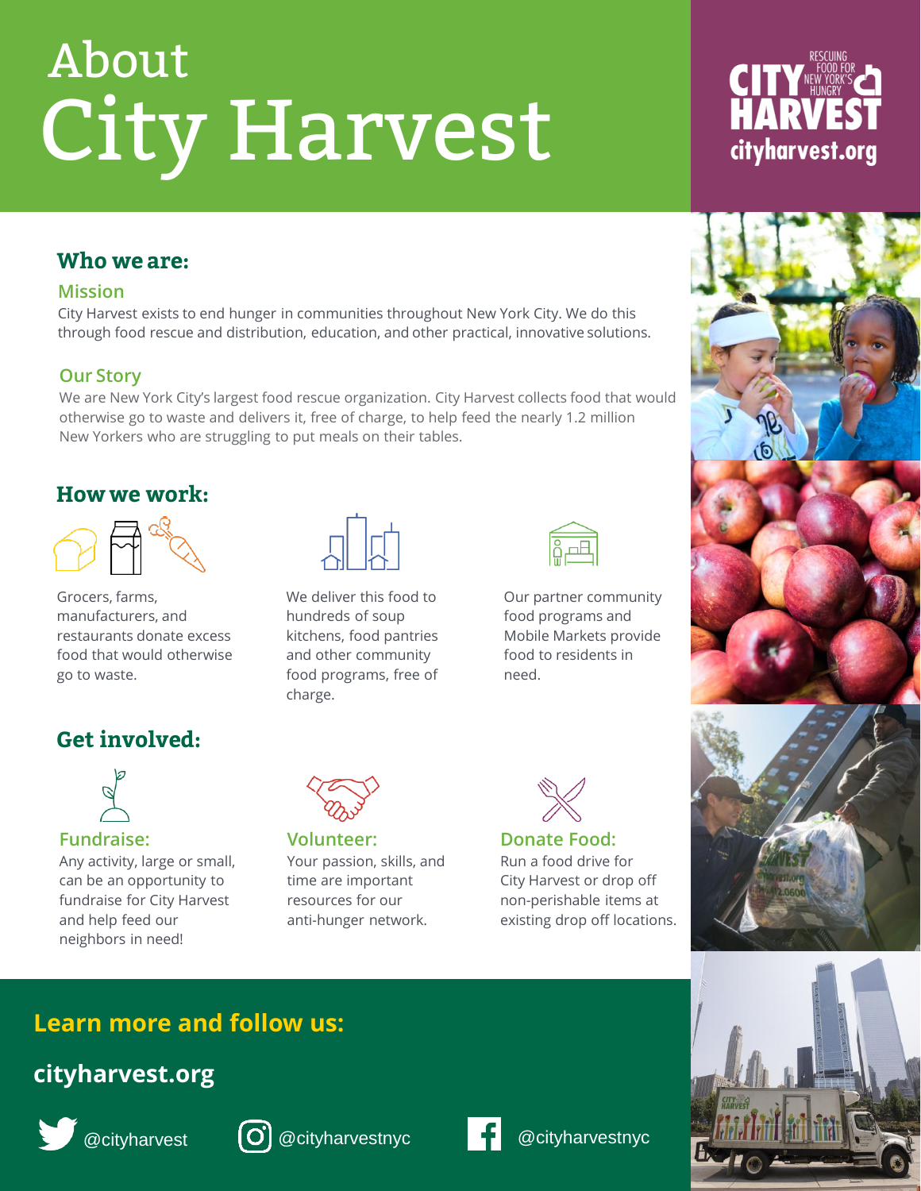# About City Harvest

RESCUING FOOD FOR NEW YORK'S HUNGRY
CITY HARVEST
cityharvest.org

## Who we are:

### Mission

City Harvest exists to end hunger in communities throughout New York City. We do this through food rescue and distribution, education, and other practical, innovative solutions.

### Our Story

We are New York City's largest food rescue organization. City Harvest collects food that would otherwise go to waste and delivers it, free of charge, to help feed the nearly 1.2 million New Yorkers who are struggling to put meals on their tables.

## How we work:

Grocers, farms, manufacturers, and restaurants donate excess food that would otherwise go to waste.

We deliver this food to hundreds of soup kitchens, food pantries and other community food programs, free of charge.

Our partner community food programs and Mobile Markets provide food to residents in need.

## Get involved:

### Fundraise:

Any activity, large or small, can be an opportunity to fundraise for City Harvest and help feed our neighbors in need!

### Volunteer:

Your passion, skills, and time are important resources for our anti-hunger network.

### Donate Food:

Run a food drive for City Harvest or drop off non-perishable items at existing drop off locations.

## Learn more and follow us:

**cityharvest.org**

@cityharvest

@cityharvestnyc

@cityharvestnyc